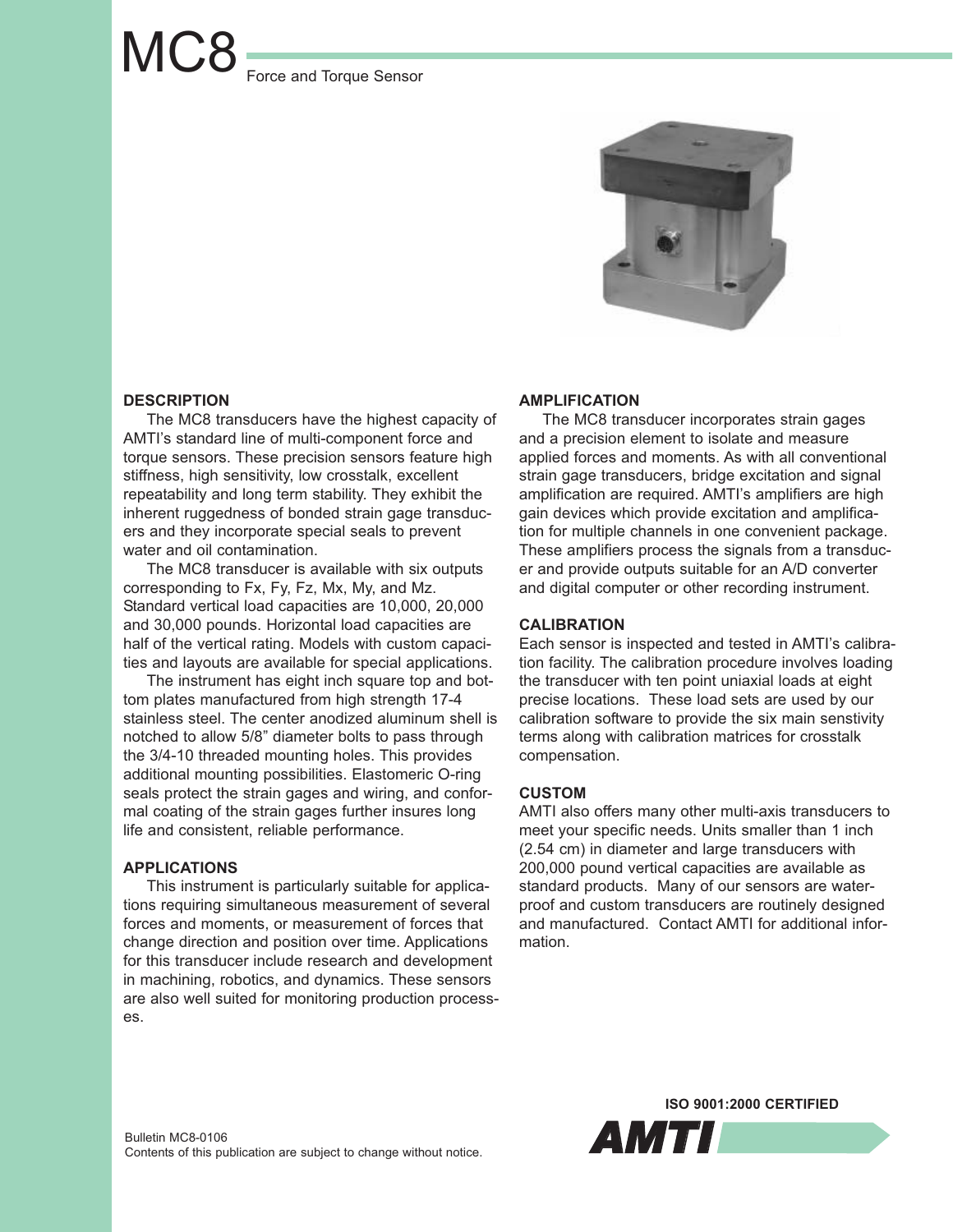# MC8

Force and Torque Sensor

## DESCRIPTION

The MC8 transducers have the highest capacity of AMTI's standard line of multi-component force and torque sensors. These precision sensors feature high stiffness, high sensitivity, low crosstalk, excellent repeatability and long term stability. They exhibit the inherent ruggedness of bonded strain gage transducers and they incorporate special seals to prevent water and oil contamination.

The MC8 transducer is available with six outputs corresponding to Fx, Fy, Fz, Mx, My, and Mz. Standard vertical load capacities are 10,000, 20,000 and 30,000 pounds. Horizontal load capacities are half of the vertical rating. Models with custom capacities and layouts are available for special applications.

The instrument has eight inch square top and bottom plates manufactured from high strength 17-4 stainless steel. The center anodized aluminum shell is notched to allow 5/8" diameter bolts to pass through the 3/4-10 threaded mounting holes. This provides additional mounting possibilities. Elastomeric O-ring seals protect the strain gages and wiring, and conformal coating of the strain gages further insures long life and consistent, reliable performance.

## APPLICATIONS

This instrument is particularly suitable for applications requiring simultaneous measurement of several forces and moments, or measurement of forces that change direction and position over time. Applications for this transducer include research and development in machining, robotics, and dynamics. These sensors are also well suited for monitoring production processes.

## AMPLIFICATION

The MC8 transducer incorporates strain gages and a precision element to isolate and measure applied forces and moments. As with all conventional strain gage transducers, bridge excitation and signal amplification are required. AMTI's amplifiers are high gain devices which provide excitation and amplification for multiple channels in one convenient package. These amplifiers process the signals from a transducer and provide outputs suitable for an A/D converter and digital computer or other recording instrument.

## CALIBRATION

Each sensor is inspected and tested in AMTI's calibration facility. The calibration procedure involves loading the transducer with ten point uniaxial loads at eight precise locations. These load sets are used by our calibration software to provide the six main senstivity terms along with calibration matrices for crosstalk compensation.

## CUSTOM

AMTI also offers many other multi-axis transducers to meet your specific needs. Units smaller than 1 inch (2.54 cm) in diameter and large transducers with 200,000 pound vertical capacities are available as standard products. Many of our sensors are waterproof and custom transducers are routinely designed and manufactured. Contact AMTI for additional information.

ISO 9001:2000 CERTIFIED

AMTI

Bulletin MC8-0106
Contents of this publication are subject to change without notice.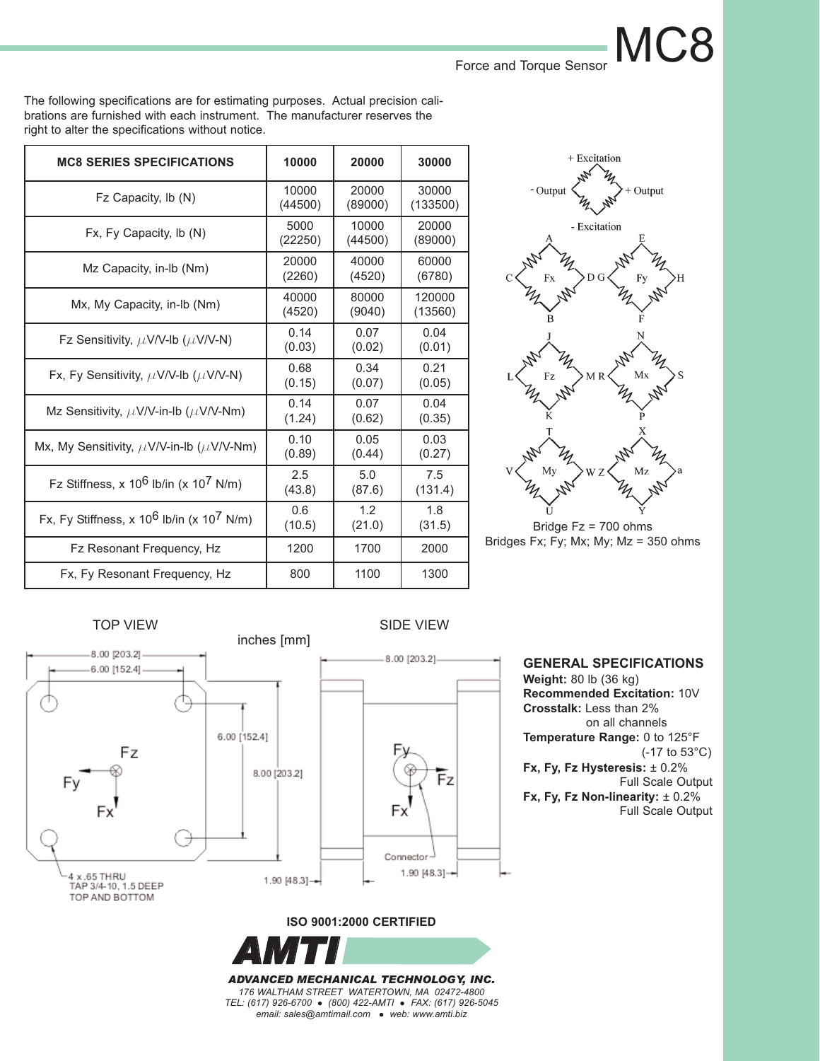# MC8

Force and Torque Sensor

The following specifications are for estimating purposes. Actual precision calibrations are furnished with each instrument. The manufacturer reserves the right to alter the specifications without notice.

| MC8 SERIES SPECIFICATIONS | 10000 | 20000 | 30000 |
|---|---|---|---|
| Fz Capacity, lb (N) | 10000 (44500) | 20000 (89000) | 30000 (133500) |
| Fx, Fy Capacity, lb (N) | 5000 (22250) | 10000 (44500) | 20000 (89000) |
| Mz Capacity, in-lb (Nm) | 20000 (2260) | 40000 (4520) | 60000 (6780) |
| Mx, My Capacity, in-lb (Nm) | 40000 (4520) | 80000 (9040) | 120000 (13560) |
| Fz Sensitivity, $\mu$V/V-lb ($\mu$V/V-N) | 0.14 (0.03) | 0.07 (0.02) | 0.04 (0.01) |
| Fx, Fy Sensitivity, $\mu$V/V-lb ($\mu$V/V-N) | 0.68 (0.15) | 0.34 (0.07) | 0.21 (0.05) |
| Mz Sensitivity, $\mu$V/V-in-lb ($\mu$V/V-Nm) | 0.14 (1.24) | 0.07 (0.62) | 0.04 (0.35) |
| Mx, My Sensitivity, $\mu$V/V-in-lb ($\mu$V/V-Nm) | 0.10 (0.89) | 0.05 (0.44) | 0.03 (0.27) |
| Fz Stiffness, x $10^6$ lb/in (x $10^7$ N/m) | 2.5 (43.8) | 5.0 (87.6) | 7.5 (131.4) |
| Fx, Fy Stiffness, x $10^6$ lb/in (x $10^7$ N/m) | 0.6 (10.5) | 1.2 (21.0) | 1.8 (31.5) |
| Fz Resonant Frequency, Hz | 1200 | 1700 | 2000 |
| Fx, Fy Resonant Frequency, Hz | 800 | 1100 | 1300 |

+ Excitation
- Output
+ Output
- Excitation

A, B, C, D — Fx
E, F, G, H — Fy
J, K, L, M — Fz
N, P, R, S — Mx
T, U, V, W — My
X, Y, Z, a — Mz

Bridge Fz = 700 ohms
Bridges Fx; Fy; Mx; My; Mz = 350 ohms

TOP VIEW

inches [mm]

8.00 [203.2]
6.00 [152.4]
6.00 [152.4]
8.00 [203.2]
Fz
Fy
Fx
4 x .65 THRU
TAP 3/4-10, 1.5 DEEP
TOP AND BOTTOM
1.90 [48.3]

SIDE VIEW

8.00 [203.2]
Fy
Fz
Fx
Connector
1.90 [48.3]

## GENERAL SPECIFICATIONS

**Weight:** 80 lb (36 kg)
**Recommended Excitation:** 10V
**Crosstalk:** Less than 2% on all channels
**Temperature Range:** 0 to 125°F (-17 to 53°C)
**Fx, Fy, Fz Hysteresis:** ± 0.2% Full Scale Output
**Fx, Fy, Fz Non-linearity:** ± 0.2% Full Scale Output

**ISO 9001:2000 CERTIFIED**

AMTI

*ADVANCED MECHANICAL TECHNOLOGY, INC.*
*176 WALTHAM STREET WATERTOWN, MA 02472-4800*
*TEL: (617) 926-6700 • (800) 422-AMTI • FAX: (617) 926-5045*
*email: sales@amtimail.com • web: www.amti.biz*